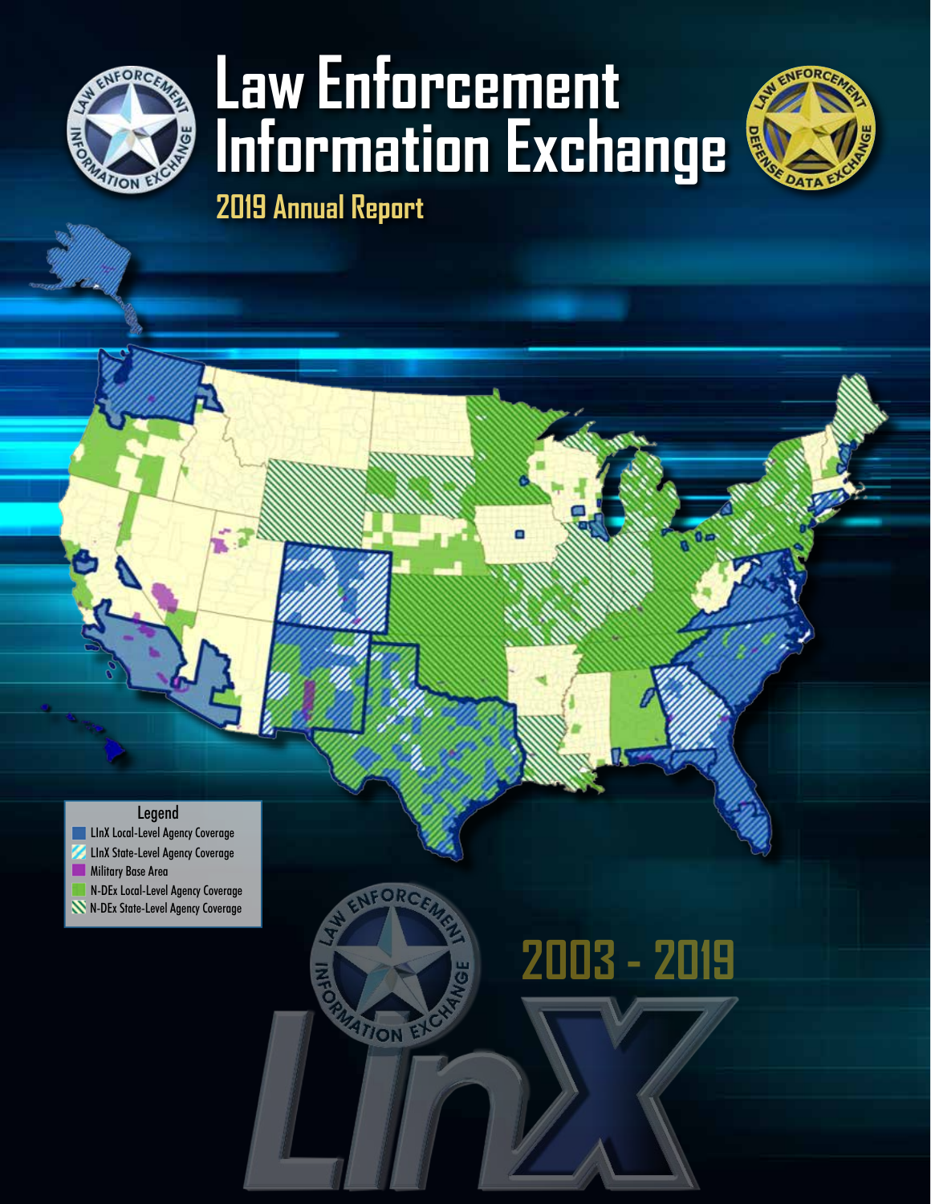# Law Enforcement Information Exchange

## 2019 Annual Report

**Legend**

- LInX Local-Level Agency Coverage
- LInX State-Level Agency Coverage
- Military Base Area
- N-DEx Local-Level Agency Coverage
- N-DEx State-Level Agency Coverage

2003 - 2019

LInX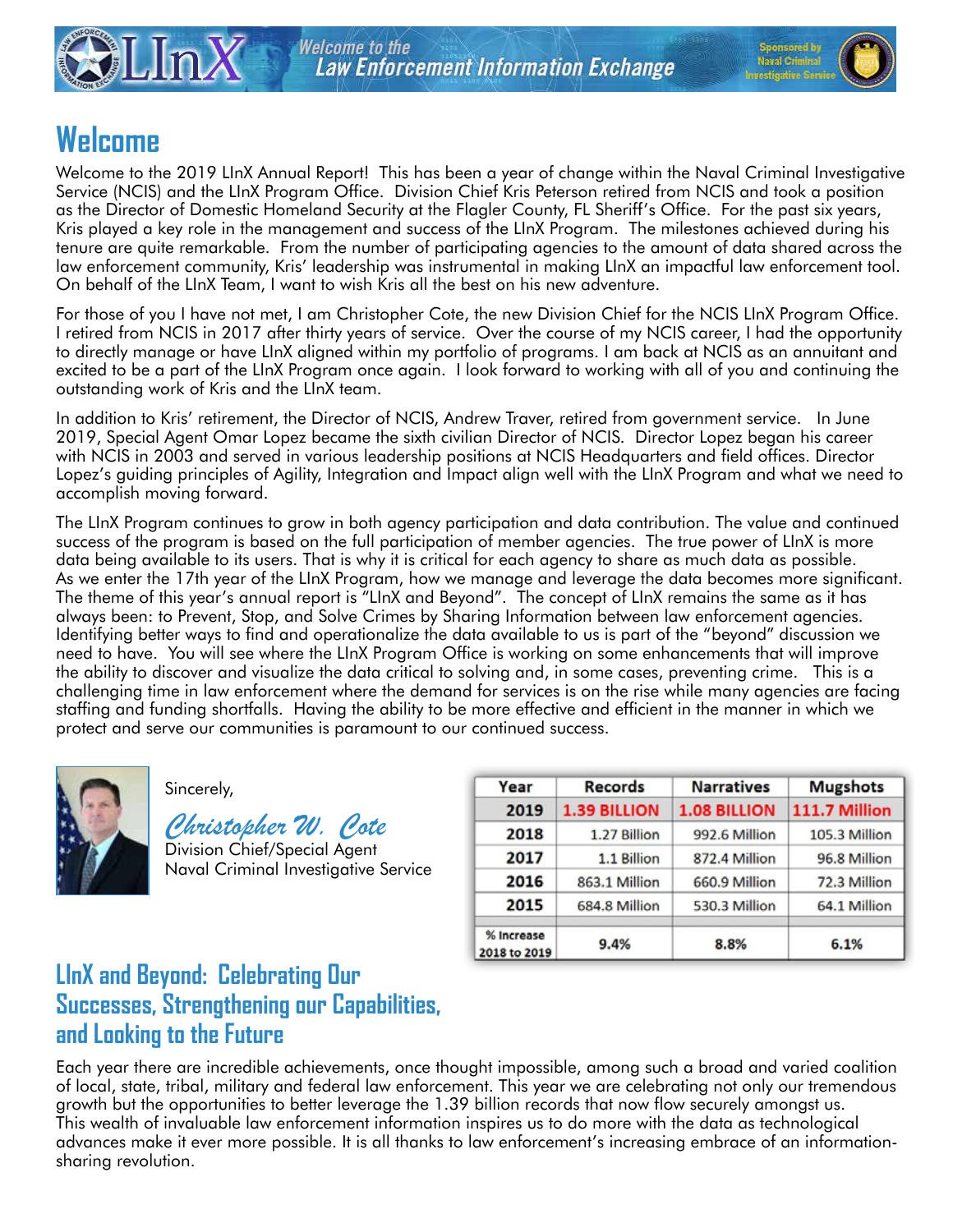# Welcome

Welcome to the 2019 LInX Annual Report! This has been a year of change within the Naval Criminal Investigative Service (NCIS) and the LInX Program Office. Division Chief Kris Peterson retired from NCIS and took a position as the Director of Domestic Homeland Security at the Flagler County, FL Sheriff's Office. For the past six years, Kris played a key role in the management and success of the LInX Program. The milestones achieved during his tenure are quite remarkable. From the number of participating agencies to the amount of data shared across the law enforcement community, Kris' leadership was instrumental in making LInX an impactful law enforcement tool. On behalf of the LInX Team, I want to wish Kris all the best on his new adventure.

For those of you I have not met, I am Christopher Cote, the new Division Chief for the NCIS LInX Program Office. I retired from NCIS in 2017 after thirty years of service. Over the course of my NCIS career, I had the opportunity to directly manage or have LInX aligned within my portfolio of programs. I am back at NCIS as an annuitant and excited to be a part of the LInX Program once again. I look forward to working with all of you and continuing the outstanding work of Kris and the LInX team.

In addition to Kris' retirement, the Director of NCIS, Andrew Traver, retired from government service. In June 2019, Special Agent Omar Lopez became the sixth civilian Director of NCIS. Director Lopez began his career with NCIS in 2003 and served in various leadership positions at NCIS Headquarters and field offices. Director Lopez's guiding principles of Agility, Integration and Impact align well with the LInX Program and what we need to accomplish moving forward.

The LInX Program continues to grow in both agency participation and data contribution. The value and continued success of the program is based on the full participation of member agencies. The true power of LInX is more data being available to its users. That is why it is critical for each agency to share as much data as possible. As we enter the 17th year of the LInX Program, how we manage and leverage the data becomes more significant. The theme of this year's annual report is "LInX and Beyond". The concept of LInX remains the same as it has always been: to Prevent, Stop, and Solve Crimes by Sharing Information between law enforcement agencies. Identifying better ways to find and operationalize the data available to us is part of the "beyond" discussion we need to have. You will see where the LInX Program Office is working on some enhancements that will improve the ability to discover and visualize the data critical to solving and, in some cases, preventing crime. This is a challenging time in law enforcement where the demand for services is on the rise while many agencies are facing staffing and funding shortfalls. Having the ability to be more effective and efficient in the manner in which we protect and serve our communities is paramount to our continued success.

Sincerely,

*Christopher W. Cote*
Division Chief/Special Agent
Naval Criminal Investigative Service

| Year | Records | Narratives | Mugshots |
|---|---|---|---|
| **2019** | **1.39 BILLION** | **1.08 BILLION** | **111.7 Million** |
| 2018 | 1.27 Billion | 992.6 Million | 105.3 Million |
| 2017 | 1.1 Billion | 872.4 Million | 96.8 Million |
| 2016 | 863.1 Million | 660.9 Million | 72.3 Million |
| 2015 | 684.8 Million | 530.3 Million | 64.1 Million |
| % Increase 2018 to 2019 | 9.4% | 8.8% | 6.1% |

## LInX and Beyond: Celebrating Our Successes, Strengthening our Capabilities, and Looking to the Future

Each year there are incredible achievements, once thought impossible, among such a broad and varied coalition of local, state, tribal, military and federal law enforcement. This year we are celebrating not only our tremendous growth but the opportunities to better leverage the 1.39 billion records that now flow securely amongst us. This wealth of invaluable law enforcement information inspires us to do more with the data as technological advances make it ever more possible. It is all thanks to law enforcement's increasing embrace of an information-sharing revolution.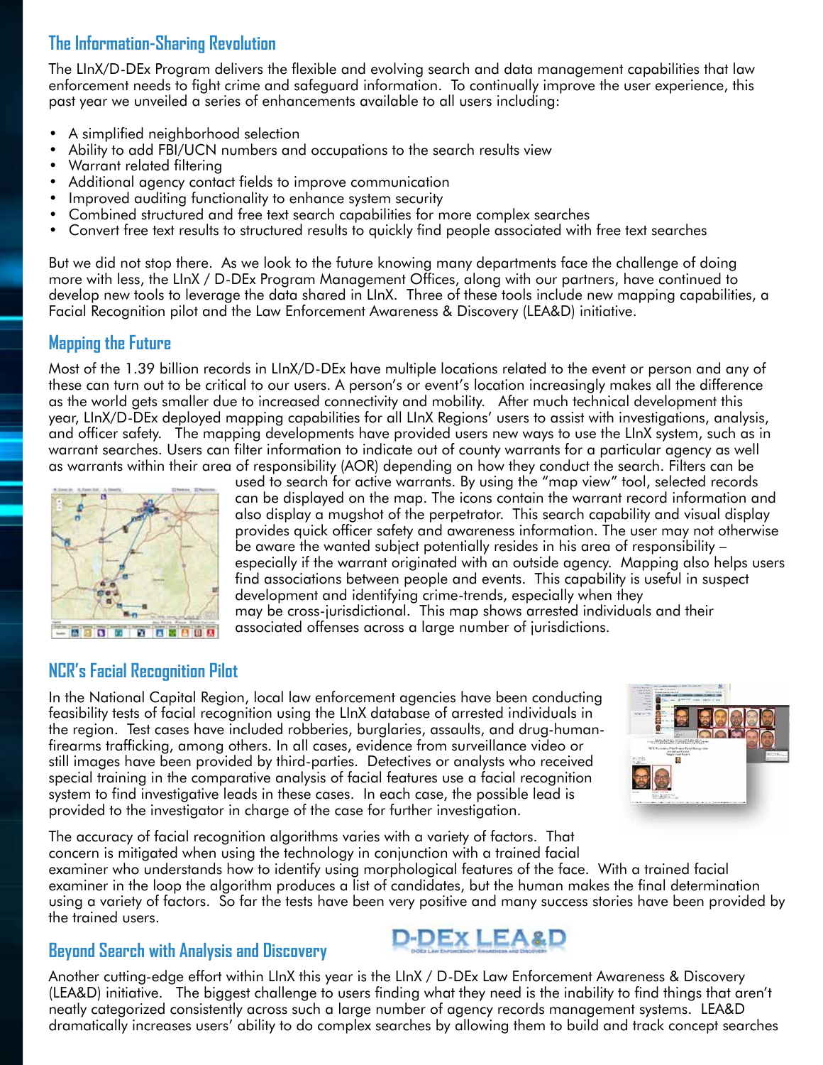## The Information-Sharing Revolution

The LInX/D-DEx Program delivers the flexible and evolving search and data management capabilities that law enforcement needs to fight crime and safeguard information. To continually improve the user experience, this past year we unveiled a series of enhancements available to all users including:

- A simplified neighborhood selection
- Ability to add FBI/UCN numbers and occupations to the search results view
- Warrant related filtering
- Additional agency contact fields to improve communication
- Improved auditing functionality to enhance system security
- Combined structured and free text search capabilities for more complex searches
- Convert free text results to structured results to quickly find people associated with free text searches

But we did not stop there. As we look to the future knowing many departments face the challenge of doing more with less, the LInX / D-DEx Program Management Offices, along with our partners, have continued to develop new tools to leverage the data shared in LInX. Three of these tools include new mapping capabilities, a Facial Recognition pilot and the Law Enforcement Awareness & Discovery (LEA&D) initiative.

## Mapping the Future

Most of the 1.39 billion records in LInX/D-DEx have multiple locations related to the event or person and any of these can turn out to be critical to our users. A person's or event's location increasingly makes all the difference as the world gets smaller due to increased connectivity and mobility. After much technical development this year, LInX/D-DEx deployed mapping capabilities for all LInX Regions' users to assist with investigations, analysis, and officer safety. The mapping developments have provided users new ways to use the LInX system, such as in warrant searches. Users can filter information to indicate out of county warrants for a particular agency as well as warrants within their area of responsibility (AOR) depending on how they conduct the search. Filters can be used to search for active warrants. By using the "map view" tool, selected records can be displayed on the map. The icons contain the warrant record information and also display a mugshot of the perpetrator. This search capability and visual display provides quick officer safety and awareness information. The user may not otherwise be aware the wanted subject potentially resides in his area of responsibility – especially if the warrant originated with an outside agency. Mapping also helps users find associations between people and events. This capability is useful in suspect development and identifying crime-trends, especially when they may be cross-jurisdictional. This map shows arrested individuals and their associated offenses across a large number of jurisdictions.

## NCR's Facial Recognition Pilot

In the National Capital Region, local law enforcement agencies have been conducting feasibility tests of facial recognition using the LInX database of arrested individuals in the region. Test cases have included robberies, burglaries, assaults, and drug-human-firearms trafficking, among others. In all cases, evidence from surveillance video or still images have been provided by third-parties. Detectives or analysts who received special training in the comparative analysis of facial features use a facial recognition system to find investigative leads in these cases. In each case, the possible lead is provided to the investigator in charge of the case for further investigation.

The accuracy of facial recognition algorithms varies with a variety of factors. That concern is mitigated when using the technology in conjunction with a trained facial examiner who understands how to identify using morphological features of the face. With a trained facial examiner in the loop the algorithm produces a list of candidates, but the human makes the final determination using a variety of factors. So far the tests have been very positive and many success stories have been provided by the trained users.

## Beyond Search with Analysis and Discovery

D-DEx LEA&D

Another cutting-edge effort within LInX this year is the LInX / D-DEx Law Enforcement Awareness & Discovery (LEA&D) initiative. The biggest challenge to users finding what they need is the inability to find things that aren't neatly categorized consistently across such a large number of agency records management systems. LEA&D dramatically increases users' ability to do complex searches by allowing them to build and track concept searches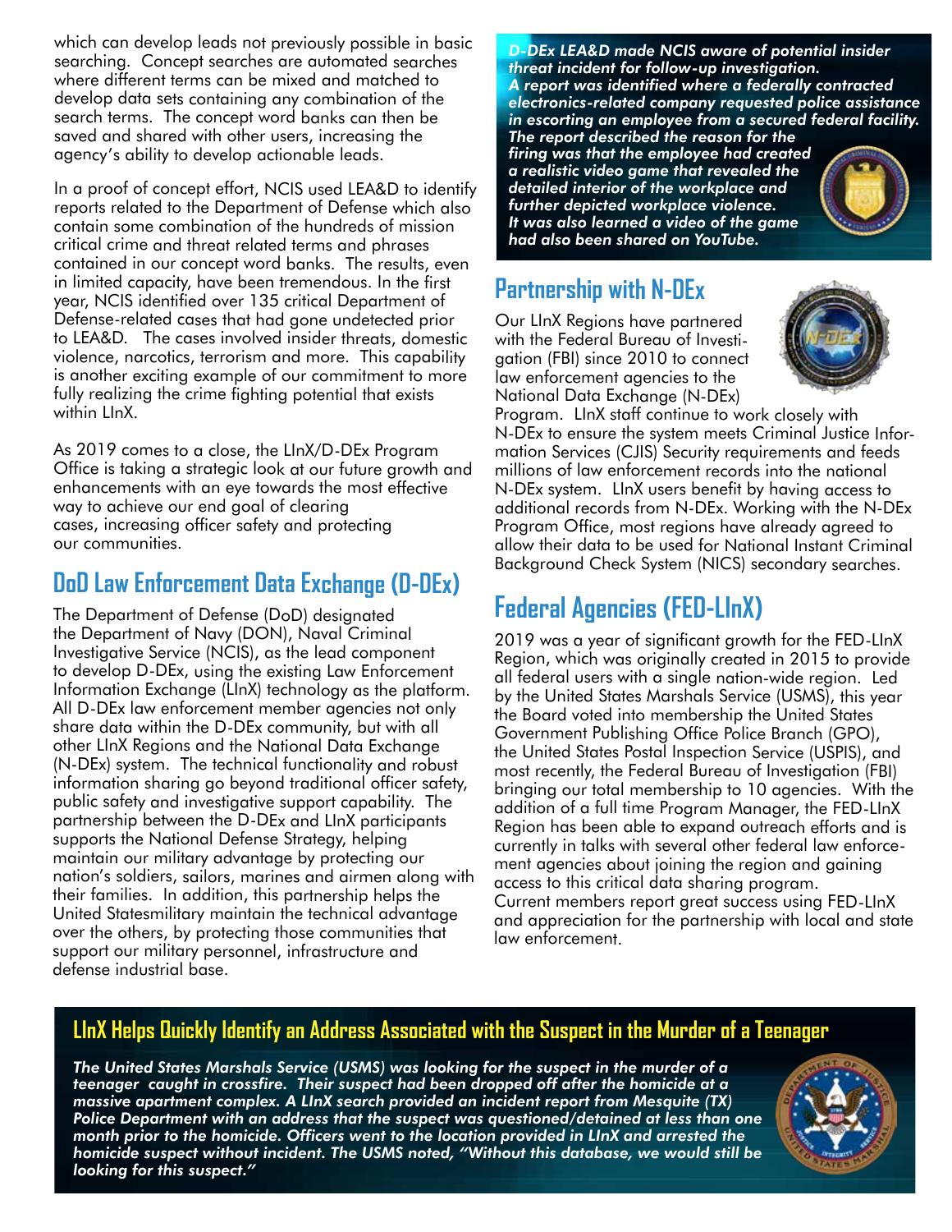which can develop leads not previously possible in basic searching. Concept searches are automated searches where different terms can be mixed and matched to develop data sets containing any combination of the search terms. The concept word banks can then be saved and shared with other users, increasing the agency's ability to develop actionable leads.

In a proof of concept effort, NCIS used LEA&D to identify reports related to the Department of Defense which also contain some combination of the hundreds of mission critical crime and threat related terms and phrases contained in our concept word banks. The results, even in limited capacity, have been tremendous. In the first year, NCIS identified over 135 critical Department of Defense-related cases that had gone undetected prior to LEA&D. The cases involved insider threats, domestic violence, narcotics, terrorism and more. This capability is another exciting example of our commitment to more fully realizing the crime fighting potential that exists within LInX.

As 2019 comes to a close, the LInX/D-DEx Program Office is taking a strategic look at our future growth and enhancements with an eye towards the most effective way to achieve our end goal of clearing cases, increasing officer safety and protecting our communities.

## DoD Law Enforcement Data Exchange (D-DEx)

The Department of Defense (DoD) designated the Department of Navy (DON), Naval Criminal Investigative Service (NCIS), as the lead component to develop D-DEx, using the existing Law Enforcement Information Exchange (LInX) technology as the platform. All D-DEx law enforcement member agencies not only share data within the D-DEx community, but with all other LInX Regions and the National Data Exchange (N-DEx) system. The technical functionality and robust information sharing go beyond traditional officer safety, public safety and investigative support capability. The partnership between the D-DEx and LInX participants supports the National Defense Strategy, helping maintain our military advantage by protecting our nation's soldiers, sailors, marines and airmen along with their families. In addition, this partnership helps the United Statesmilitary maintain the technical advantage over the others, by protecting those communities that support our military personnel, infrastructure and defense industrial base.

***D-DEx LEA&D made NCIS aware of potential insider threat incident for follow-up investigation.***
***A report was identified where a federally contracted electronics-related company requested police assistance in escorting an employee from a secured federal facility. The report described the reason for the firing was that the employee had created a realistic video game that revealed the detailed interior of the workplace and further depicted workplace violence. It was also learned a video of the game had also been shared on YouTube.***

## Partnership with N-DEx

Our LInX Regions have partnered with the Federal Bureau of Investigation (FBI) since 2010 to connect law enforcement agencies to the National Data Exchange (N-DEx) Program. LInX staff continue to work closely with N-DEx to ensure the system meets Criminal Justice Information Services (CJIS) Security requirements and feeds millions of law enforcement records into the national N-DEx system. LInX users benefit by having access to additional records from N-DEx. Working with the N-DEx Program Office, most regions have already agreed to allow their data to be used for National Instant Criminal Background Check System (NICS) secondary searches.

## Federal Agencies (FED-LInX)

2019 was a year of significant growth for the FED-LInX Region, which was originally created in 2015 to provide all federal users with a single nation-wide region. Led by the United States Marshals Service (USMS), this year the Board voted into membership the United States Government Publishing Office Police Branch (GPO), the United States Postal Inspection Service (USPIS), and most recently, the Federal Bureau of Investigation (FBI) bringing our total membership to 10 agencies. With the addition of a full time Program Manager, the FED-LInX Region has been able to expand outreach efforts and is currently in talks with several other federal law enforcement agencies about joining the region and gaining access to this critical data sharing program.
Current members report great success using FED-LInX and appreciation for the partnership with local and state law enforcement.

## LInX Helps Quickly Identify an Address Associated with the Suspect in the Murder of a Teenager

***The United States Marshals Service (USMS) was looking for the suspect in the murder of a teenager caught in crossfire. Their suspect had been dropped off after the homicide at a massive apartment complex. A LInX search provided an incident report from Mesquite (TX) Police Department with an address that the suspect was questioned/detained at less than one month prior to the homicide. Officers went to the location provided in LInX and arrested the homicide suspect without incident. The USMS noted, "Without this database, we would still be looking for this suspect."***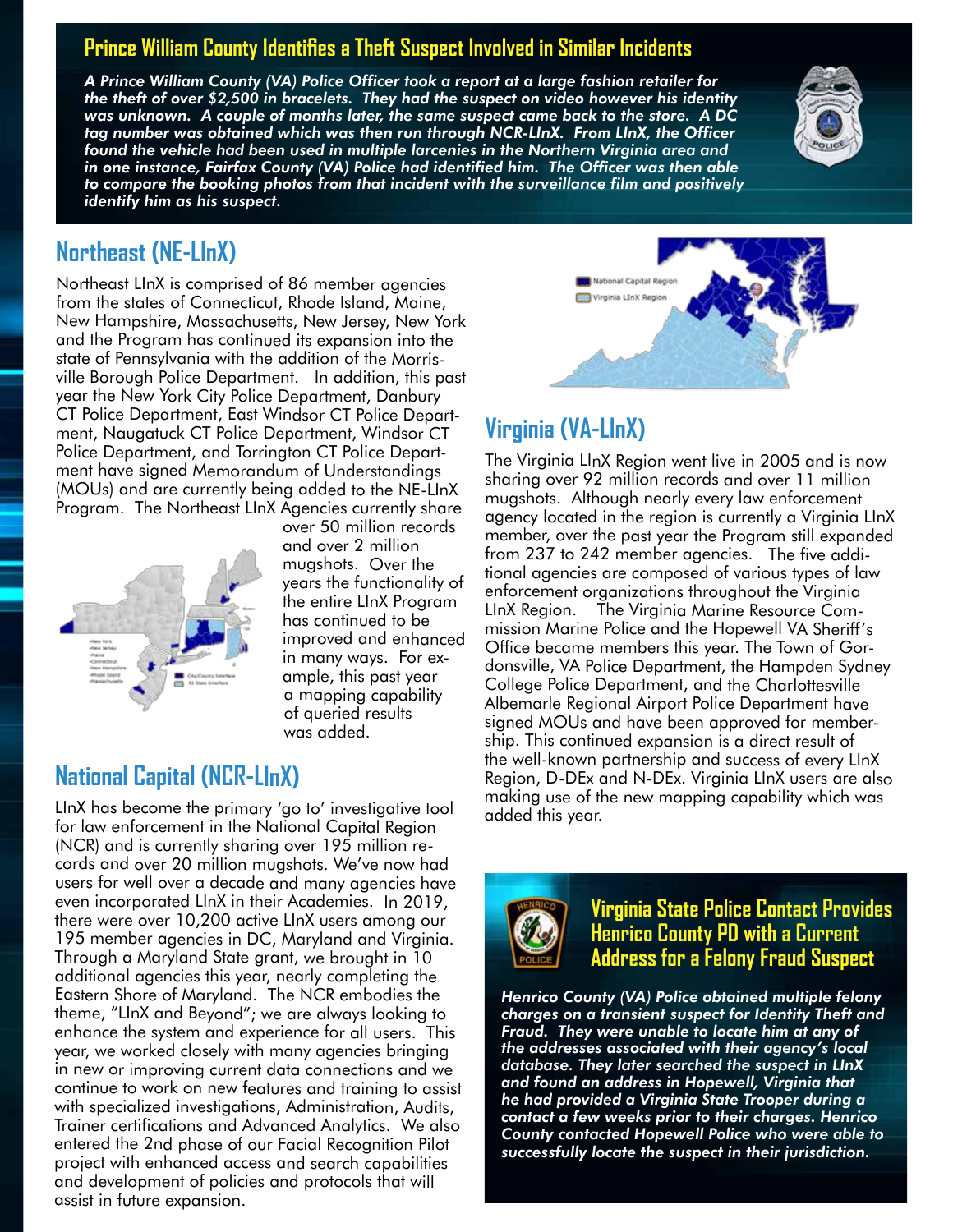## Prince William County Identifies a Theft Suspect Involved in Similar Incidents

*A Prince William County (VA) Police Officer took a report at a large fashion retailer for the theft of over $2,500 in bracelets. They had the suspect on video however his identity was unknown. A couple of months later, the same suspect came back to the store. A DC tag number was obtained which was then run through NCR-LInX. From LInX, the Officer found the vehicle had been used in multiple larcenies in the Northern Virginia area and in one instance, Fairfax County (VA) Police had identified him. The Officer was then able to compare the booking photos from that incident with the surveillance film and positively identify him as his suspect.*

## Northeast (NE-LInX)

Northeast LInX is comprised of 86 member agencies from the states of Connecticut, Rhode Island, Maine, New Hampshire, Massachusetts, New Jersey, New York and the Program has continued its expansion into the state of Pennsylvania with the addition of the Morrisville Borough Police Department. In addition, this past year the New York City Police Department, Danbury CT Police Department, East Windsor CT Police Department, Naugatuck CT Police Department, Windsor CT Police Department, and Torrington CT Police Department have signed Memorandum of Understandings (MOUs) and are currently being added to the NE-LInX Program. The Northeast LInX Agencies currently share over 50 million records and over 2 million mugshots. Over the years the functionality of the entire LInX Program has continued to be improved and enhanced in many ways. For example, this past year a mapping capability of queried results was added.

## National Capital (NCR-LInX)

LInX has become the primary 'go to' investigative tool for law enforcement in the National Capital Region (NCR) and is currently sharing over 195 million records and over 20 million mugshots. We've now had users for well over a decade and many agencies have even incorporated LInX in their Academies. In 2019, there were over 10,200 active LInX users among our 195 member agencies in DC, Maryland and Virginia. Through a Maryland State grant, we brought in 10 additional agencies this year, nearly completing the Eastern Shore of Maryland. The NCR embodies the theme, "LInX and Beyond"; we are always looking to enhance the system and experience for all users. This year, we worked closely with many agencies bringing in new or improving current data connections and we continue to work on new features and training to assist with specialized investigations, Administration, Audits, Trainer certifications and Advanced Analytics. We also entered the 2nd phase of our Facial Recognition Pilot project with enhanced access and search capabilities and development of policies and protocols that will assist in future expansion.

## Virginia (VA-LInX)

The Virginia LInX Region went live in 2005 and is now sharing over 92 million records and over 11 million mugshots. Although nearly every law enforcement agency located in the region is currently a Virginia LInX member, over the past year the Program still expanded from 237 to 242 member agencies. The five additional agencies are composed of various types of law enforcement organizations throughout the Virginia LInX Region. The Virginia Marine Resource Commission Marine Police and the Hopewell VA Sheriff's Office became members this year. The Town of Gordonsville, VA Police Department, the Hampden Sydney College Police Department, and the Charlottesville Albemarle Regional Airport Police Department have signed MOUs and have been approved for membership. This continued expansion is a direct result of the well-known partnership and success of every LInX Region, D-DEx and N-DEx. Virginia LInX users are also making use of the new mapping capability which was added this year.

## Virginia State Police Contact Provides Henrico County PD with a Current Address for a Felony Fraud Suspect

*Henrico County (VA) Police obtained multiple felony charges on a transient suspect for Identity Theft and Fraud. They were unable to locate him at any of the addresses associated with their agency's local database. They later searched the suspect in LInX and found an address in Hopewell, Virginia that he had provided a Virginia State Trooper during a contact a few weeks prior to their charges. Henrico County contacted Hopewell Police who were able to successfully locate the suspect in their jurisdiction.*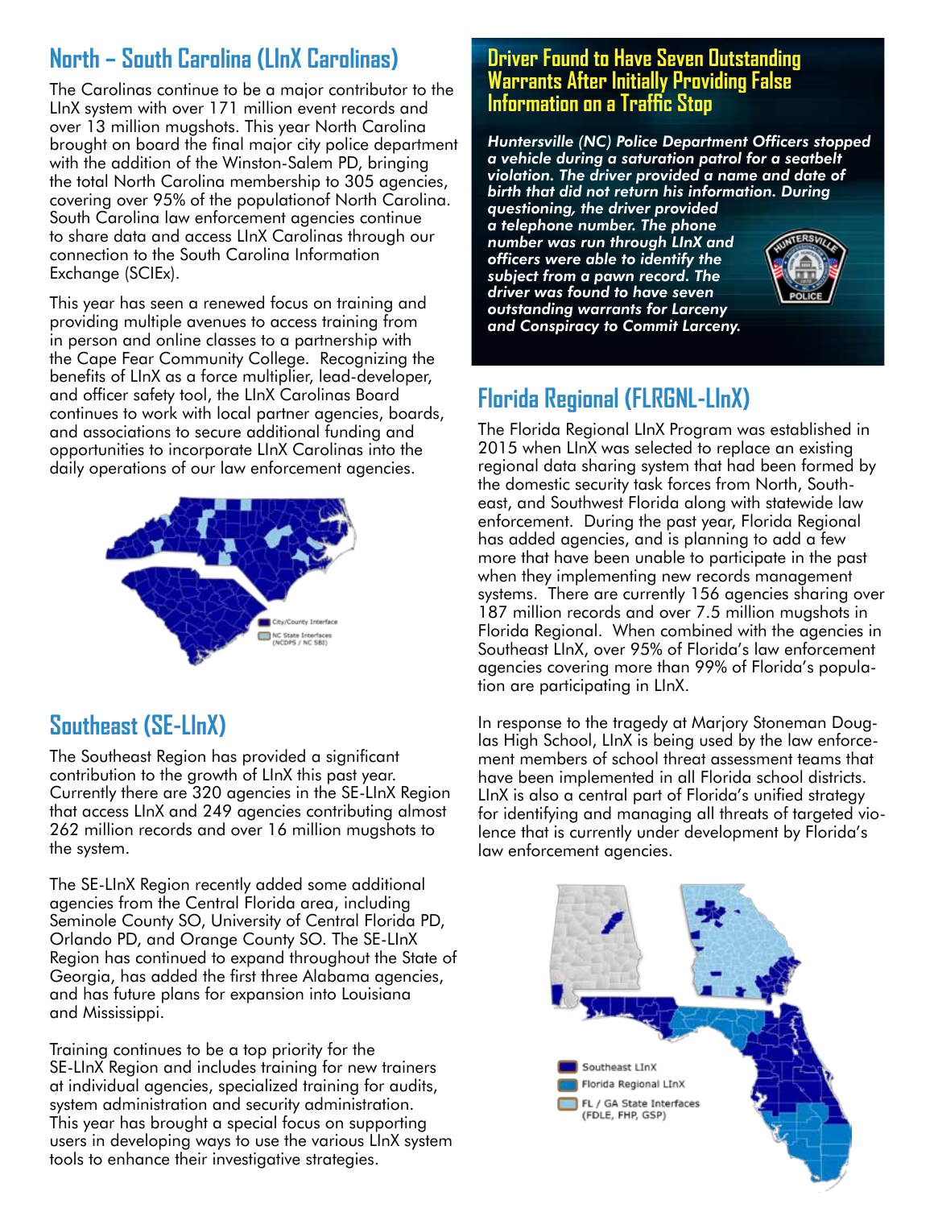## North – South Carolina (LInX Carolinas)

The Carolinas continue to be a major contributor to the LInX system with over 171 million event records and over 13 million mugshots. This year North Carolina brought on board the final major city police department with the addition of the Winston-Salem PD, bringing the total North Carolina membership to 305 agencies, covering over 95% of the populationof North Carolina. South Carolina law enforcement agencies continue to share data and access LInX Carolinas through our connection to the South Carolina Information Exchange (SCIEx).

This year has seen a renewed focus on training and providing multiple avenues to access training from in person and online classes to a partnership with the Cape Fear Community College. Recognizing the benefits of LInX as a force multiplier, lead-developer, and officer safety tool, the LInX Carolinas Board continues to work with local partner agencies, boards, and associations to secure additional funding and opportunities to incorporate LInX Carolinas into the daily operations of our law enforcement agencies.

City/County Interface
NC State Interfaces (NCDPS / NC SBI)

## Southeast (SE-LInX)

The Southeast Region has provided a significant contribution to the growth of LInX this past year. Currently there are 320 agencies in the SE-LInX Region that access LInX and 249 agencies contributing almost 262 million records and over 16 million mugshots to the system.

The SE-LInX Region recently added some additional agencies from the Central Florida area, including Seminole County SO, University of Central Florida PD, Orlando PD, and Orange County SO. The SE-LInX Region has continued to expand throughout the State of Georgia, has added the first three Alabama agencies, and has future plans for expansion into Louisiana and Mississippi.

Training continues to be a top priority for the SE-LInX Region and includes training for new trainers at individual agencies, specialized training for audits, system administration and security administration. This year has brought a special focus on supporting users in developing ways to use the various LInX system tools to enhance their investigative strategies.

### Driver Found to Have Seven Outstanding Warrants After Initially Providing False Information on a Traffic Stop

***Huntersville (NC) Police Department Officers stopped a vehicle during a saturation patrol for a seatbelt violation. The driver provided a name and date of birth that did not return his information. During questioning, the driver provided a telephone number. The phone number was run through LInX and officers were able to identify the subject from a pawn record. The driver was found to have seven outstanding warrants for Larceny and Conspiracy to Commit Larceny.***

## Florida Regional (FLRGNL-LInX)

The Florida Regional LInX Program was established in 2015 when LInX was selected to replace an existing regional data sharing system that had been formed by the domestic security task forces from North, Southeast, and Southwest Florida along with statewide law enforcement. During the past year, Florida Regional has added agencies, and is planning to add a few more that have been unable to participate in the past when they implementing new records management systems. There are currently 156 agencies sharing over 187 million records and over 7.5 million mugshots in Florida Regional. When combined with the agencies in Southeast LInX, over 95% of Florida's law enforcement agencies covering more than 99% of Florida's population are participating in LInX.

In response to the tragedy at Marjory Stoneman Douglas High School, LInX is being used by the law enforcement members of school threat assessment teams that have been implemented in all Florida school districts. LInX is also a central part of Florida's unified strategy for identifying and managing all threats of targeted violence that is currently under development by Florida's law enforcement agencies.

Southeast LInX
Florida Regional LInX
FL / GA State Interfaces (FDLE, FHP, GSP)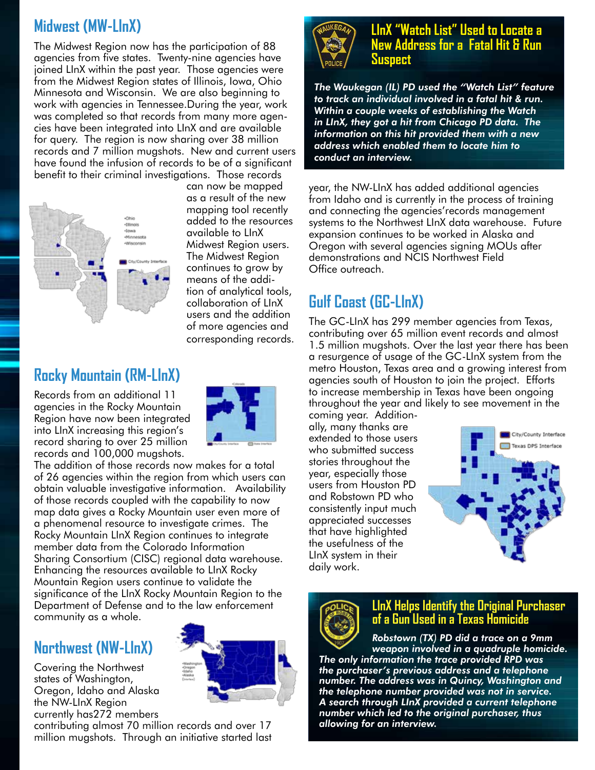## Midwest (MW-LInX)

The Midwest Region now has the participation of 88 agencies from five states. Twenty-nine agencies have joined LInX within the past year. Those agencies were from the Midwest Region states of Illinois, Iowa, Ohio Minnesota and Wisconsin. We are also beginning to work with agencies in Tennessee.During the year, work was completed so that records from many more agencies have been integrated into LInX and are available for query. The region is now sharing over 38 million records and 7 million mugshots. New and current users have found the infusion of records to be of a significant benefit to their criminal investigations. Those records can now be mapped as a result of the new mapping tool recently added to the resources available to LInX Midwest Region users. The Midwest Region continues to grow by means of the addition of analytical tools, collaboration of LInX users and the addition of more agencies and corresponding records.

## Rocky Mountain (RM-LInX)

Records from an additional 11 agencies in the Rocky Mountain Region have now been integrated into LInX increasing this region's record sharing to over 25 million records and 100,000 mugshots. The addition of those records now makes for a total of 26 agencies within the region from which users can obtain valuable investigative information. Availability of those records coupled with the capability to now map data gives a Rocky Mountain user even more of a phenomenal resource to investigate crimes. The Rocky Mountain LInX Region continues to integrate member data from the Colorado Information Sharing Consortium (CISC) regional data warehouse. Enhancing the resources available to LInX Rocky Mountain Region users continue to validate the significance of the LInX Rocky Mountain Region to the Department of Defense and to the law enforcement community as a whole.

## Northwest (NW-LInX)

Covering the Northwest states of Washington, Oregon, Idaho and Alaska the NW-LInX Region currently has272 members contributing almost 70 million records and over 17 million mugshots. Through an initiative started last year, the NW-LInX has added additional agencies from Idaho and is currently in the process of training and connecting the agencies'records management systems to the Northwest LInX data warehouse. Future expansion continues to be worked in Alaska and Oregon with several agencies signing MOUs after demonstrations and NCIS Northwest Field Office outreach.

### LInX "Watch List" Used to Locate a New Address for a Fatal Hit & Run Suspect

***The Waukegan (IL) PD used the "Watch List" feature to track an individual involved in a fatal hit & run. Within a couple weeks of establishing the Watch in LInX, they got a hit from Chicago PD data. The information on this hit provided them with a new address which enabled them to locate him to conduct an interview.***

## Gulf Coast (GC-LInX)

The GC-LInX has 299 member agencies from Texas, contributing over 65 million event records and almost 1.5 million mugshots. Over the last year there has been a resurgence of usage of the GC-LInX system from the metro Houston, Texas area and a growing interest from agencies south of Houston to join the project. Efforts to increase membership in Texas have been ongoing throughout the year and likely to see movement in the coming year. Additionally, many thanks are extended to those users who submitted success stories throughout the year, especially those users from Houston PD and Robstown PD who consistently input much appreciated successes that have highlighted the usefulness of the LInX system in their daily work.

### LInX Helps Identify the Original Purchaser of a Gun Used in a Texas Homicide

***Robstown (TX) PD did a trace on a 9mm weapon involved in a quadruple homicide. The only information the trace provided RPD was the purchaser's previous address and a telephone number. The address was in Quincy, Washington and the telephone number provided was not in service. A search through LInX provided a current telephone number which led to the original purchaser, thus allowing for an interview.***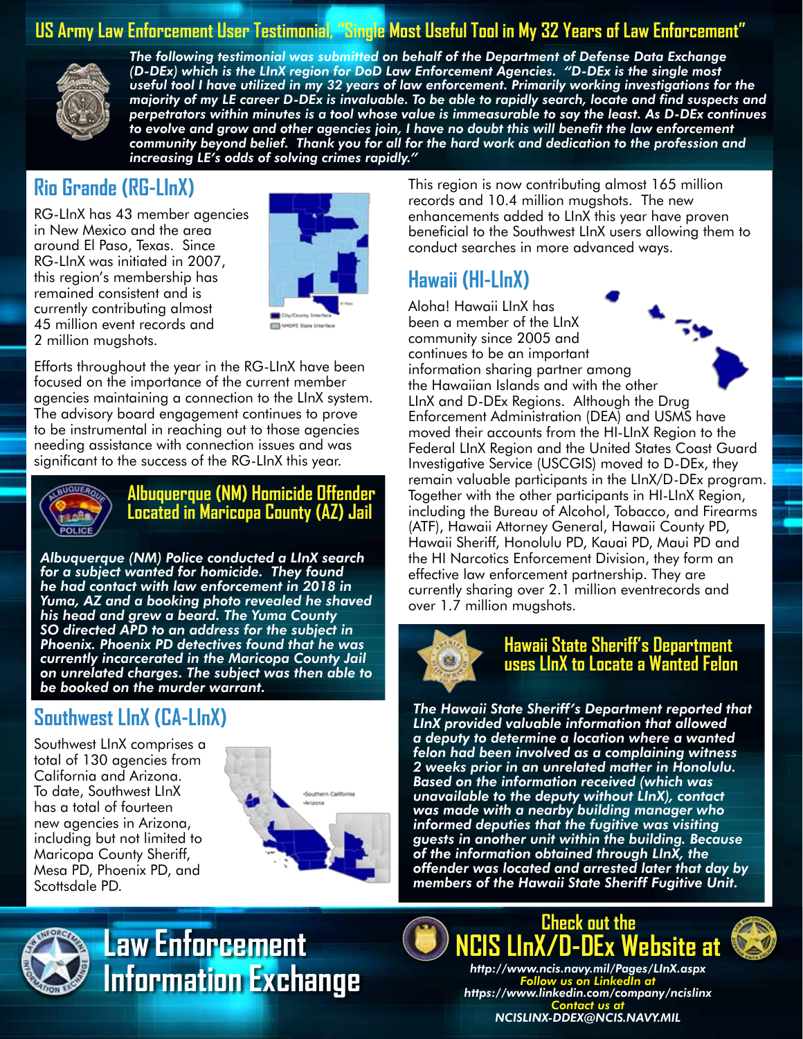## US Army Law Enforcement User Testimonial, "Single Most Useful Tool in My 32 Years of Law Enforcement"

*The following testimonial was submitted on behalf of the Department of Defense Data Exchange (D-DEx) which is the LInX region for DoD Law Enforcement Agencies. "D-DEx is the single most useful tool I have utilized in my 32 years of law enforcement. Primarily working investigations for the majority of my LE career D-DEx is invaluable. To be able to rapidly search, locate and find suspects and perpetrators within minutes is a tool whose value is immeasurable to say the least. As D-DEx continues to evolve and grow and other agencies join, I have no doubt this will benefit the law enforcement community beyond belief. Thank you for all for the hard work and dedication to the profession and increasing LE's odds of solving crimes rapidly."*

## Rio Grande (RG-LInX)

RG-LInX has 43 member agencies in New Mexico and the area around El Paso, Texas. Since RG-LInX was initiated in 2007, this region's membership has remained consistent and is currently contributing almost 45 million event records and 2 million mugshots.

El Paso
City/County Interface
NMDPS State Interface

Efforts throughout the year in the RG-LInX have been focused on the importance of the current member agencies maintaining a connection to the LInX system. The advisory board engagement continues to prove to be instrumental in reaching out to those agencies needing assistance with connection issues and was significant to the success of the RG-LInX this year.

### Albuquerque (NM) Homicide Offender Located in Maricopa County (AZ) Jail

***Albuquerque (NM) Police conducted a LInX search for a subject wanted for homicide. They found he had contact with law enforcement in 2018 in Yuma, AZ and a booking photo revealed he shaved his head and grew a beard. The Yuma County SO directed APD to an address for the subject in Phoenix. Phoenix PD detectives found that he was currently incarcerated in the Maricopa County Jail on unrelated charges. The subject was then able to be booked on the murder warrant.***

## Southwest LInX (CA-LInX)

Southwest LInX comprises a total of 130 agencies from California and Arizona. To date, Southwest LInX has a total of fourteen new agencies in Arizona, including but not limited to Maricopa County Sheriff, Mesa PD, Phoenix PD, and Scottsdale PD.

•Southern California
•Arizona

This region is now contributing almost 165 million records and 10.4 million mugshots. The new enhancements added to LInX this year have proven beneficial to the Southwest LInX users allowing them to conduct searches in more advanced ways.

## Hawaii (HI-LInX)

Aloha! Hawaii LInX has been a member of the LInX community since 2005 and continues to be an important information sharing partner among the Hawaiian Islands and with the other LInX and D-DEx Regions. Although the Drug Enforcement Administration (DEA) and USMS have moved their accounts from the HI-LInX Region to the Federal LInX Region and the United States Coast Guard Investigative Service (USCGIS) moved to D-DEx, they remain valuable participants in the LInX/D-DEx program. Together with the other participants in HI-LInX Region, including the Bureau of Alcohol, Tobacco, and Firearms (ATF), Hawaii Attorney General, Hawaii County PD, Hawaii Sheriff, Honolulu PD, Kauai PD, Maui PD and the HI Narcotics Enforcement Division, they form an effective law enforcement partnership. They are currently sharing over 2.1 million eventrecords and over 1.7 million mugshots.

### Hawaii State Sheriff's Department uses LInX to Locate a Wanted Felon

***The Hawaii State Sheriff's Department reported that LInX provided valuable information that allowed a deputy to determine a location where a wanted felon had been involved as a complaining witness 2 weeks prior in an unrelated matter in Honolulu. Based on the information received (which was unavailable to the deputy without LInX), contact was made with a nearby building manager who informed deputies that the fugitive was visiting guests in another unit within the building. Because of the information obtained through LInX, the offender was located and arrested later that day by members of the Hawaii State Sheriff Fugitive Unit.***

# Law Enforcement Information Exchange

### Check out the NCIS LInX/D-DEx Website at

*http://www.ncis.navy.mil/Pages/LInX.aspx*
*Follow us on LinkedIn at*
*https://www.linkedin.com/company/ncislinx*
*Contact us at*
*NCISLINX-DDEX@NCIS.NAVY.MIL*